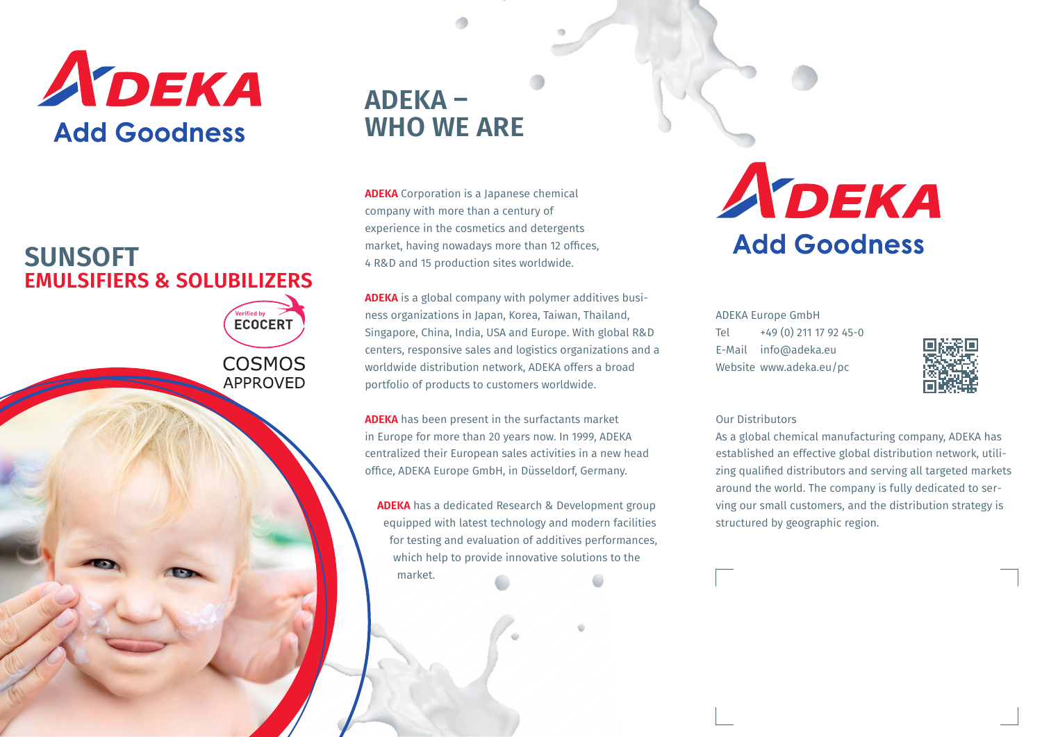ADEKA
Add Goodness

# SUNSOFT
## EMULSIFIERS & SOLUBILIZERS

Verified by ECOCERT

COSMOS APPROVED

# ADEKA – WHO WE ARE

**ADEKA** Corporation is a Japanese chemical company with more than a century of experience in the cosmetics and detergents market, having nowadays more than 12 offices, 4 R&D and 15 production sites worldwide.

**ADEKA** is a global company with polymer additives business organizations in Japan, Korea, Taiwan, Thailand, Singapore, China, India, USA and Europe. With global R&D centers, responsive sales and logistics organizations and a worldwide distribution network, ADEKA offers a broad portfolio of products to customers worldwide.

**ADEKA** has been present in the surfactants market in Europe for more than 20 years now. In 1999, ADEKA centralized their European sales activities in a new head office, ADEKA Europe GmbH, in Düsseldorf, Germany.

**ADEKA** has a dedicated Research & Development group equipped with latest technology and modern facilities for testing and evaluation of additives performances, which help to provide innovative solutions to the market.

ADEKA
Add Goodness

ADEKA Europe GmbH
Tel +49 (0) 211 17 92 45-0
E-Mail info@adeka.eu
Website www.adeka.eu/pc

Our Distributors

As a global chemical manufacturing company, ADEKA has established an effective global distribution network, utilizing qualified distributors and serving all targeted markets around the world. The company is fully dedicated to serving our small customers, and the distribution strategy is structured by geographic region.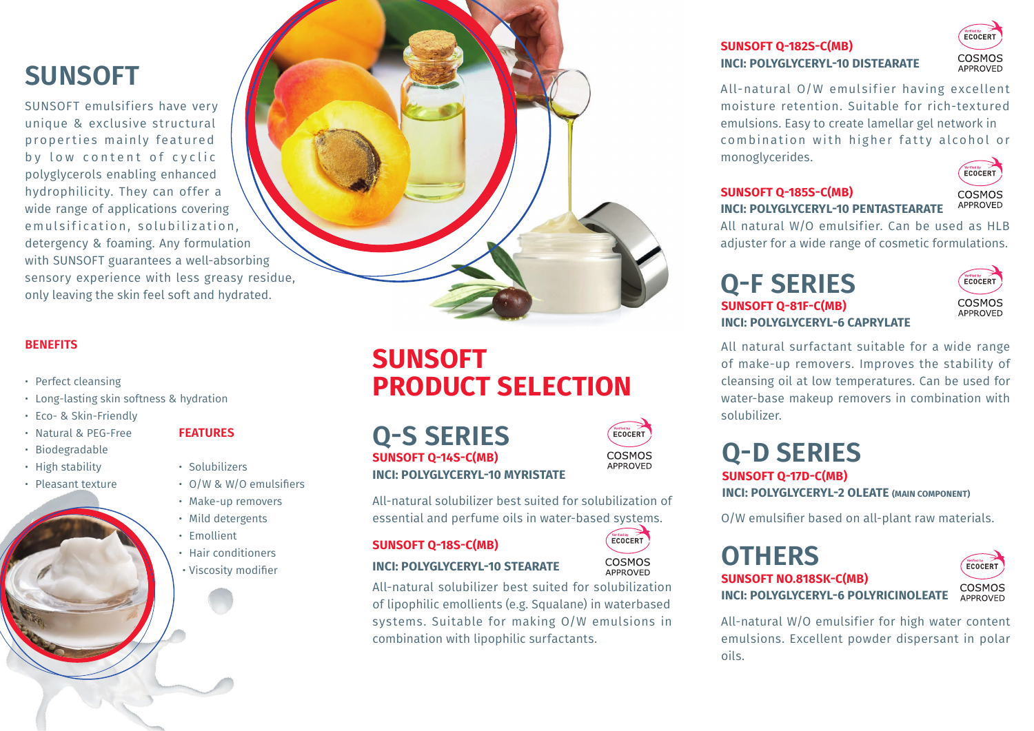# SUNSOFT

SUNSOFT emulsifiers have very unique & exclusive structural properties mainly featured by low content of cyclic polyglycerols enabling enhanced hydrophilicity. They can offer a wide range of applications covering emulsification, solubilization, detergency & foaming. Any formulation with SUNSOFT guarantees a well-absorbing sensory experience with less greasy residue, only leaving the skin feel soft and hydrated.

### BENEFITS

- Perfect cleansing
- Long-lasting skin softness & hydration
- Eco- & Skin-Friendly
- Natural & PEG-Free
- Biodegradable
- High stability
- Pleasant texture

### FEATURES

- Solubilizers
- O/W & W/O emulsifiers
- Make-up removers
- Mild detergents
- Emollient
- Hair conditioners
- Viscosity modifier

# SUNSOFT PRODUCT SELECTION

## Q-S SERIES

**SUNSOFT Q-14S-C(MB)**
**INCI: POLYGLYCERYL-10 MYRISTATE**

Verified by ECOCERT COSMOS APPROVED

All-natural solubilizer best suited for solubilization of essential and perfume oils in water-based systems.

**SUNSOFT Q-18S-C(MB)**
**INCI: POLYGLYCERYL-10 STEARATE**

Verified by ECOCERT COSMOS APPROVED

All-natural solubilizer best suited for solubilization of lipophilic emollients (e.g. Squalane) in waterbased systems. Suitable for making O/W emulsions in combination with lipophilic surfactants.

**SUNSOFT Q-182S-C(MB)**
**INCI: POLYGLYCERYL-10 DISTEARATE**

Verified by ECOCERT COSMOS APPROVED

All-natural O/W emulsifier having excellent moisture retention. Suitable for rich-textured emulsions. Easy to create lamellar gel network in combination with higher fatty alcohol or monoglycerides.

**SUNSOFT Q-185S-C(MB)**
**INCI: POLYGLYCERYL-10 PENTASTEARATE**

Verified by ECOCERT COSMOS APPROVED

All natural W/O emulsifier. Can be used as HLB adjuster for a wide range of cosmetic formulations.

## Q-F SERIES

**SUNSOFT Q-81F-C(MB)**
**INCI: POLYGLYCERYL-6 CAPRYLATE**

Verified by ECOCERT COSMOS APPROVED

All natural surfactant suitable for a wide range of make-up removers. Improves the stability of cleansing oil at low temperatures. Can be used for water-base makeup removers in combination with solubilizer.

## Q-D SERIES

**SUNSOFT Q-17D-C(MB)**
**INCI: POLYGLYCERYL-2 OLEATE** (MAIN COMPONENT)

O/W emulsifier based on all-plant raw materials.

## OTHERS

**SUNSOFT NO.818SK-C(MB)**
**INCI: POLYGLYCERYL-6 POLYRICINOLEATE**

Verified by ECOCERT COSMOS APPROVED

All-natural W/O emulsifier for high water content emulsions. Excellent powder dispersant in polar oils.